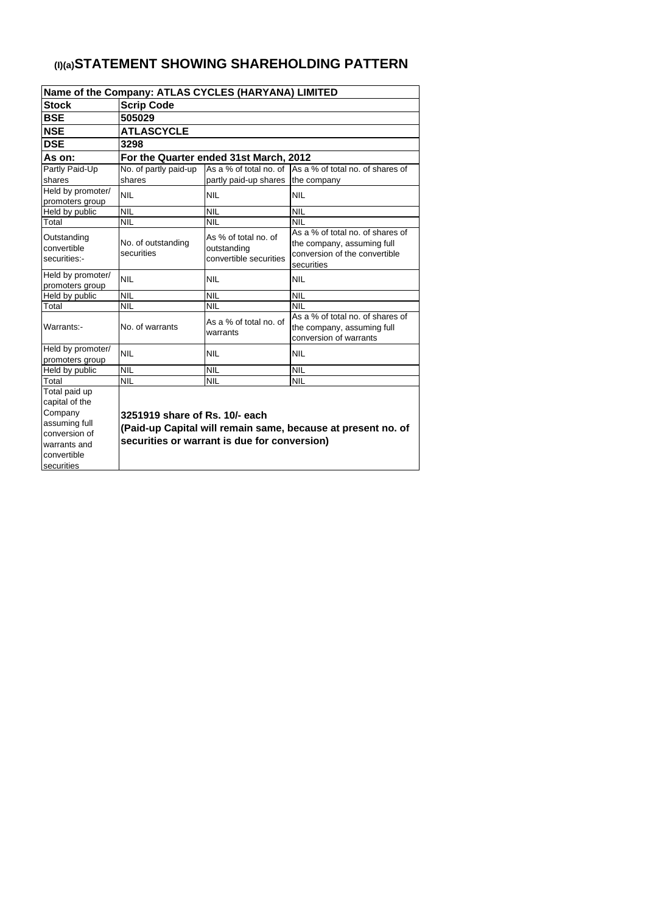# (I)(a) STATEMENT SHOWING SHAREHOLDING PATTERN

| Name of the Company: ATLAS CYCLES (HARYANA) LIMITED | | | |
|---|---|---|---|
| **Stock** | **Scrip Code** | | |
| **BSE** | **505029** | | |
| **NSE** | **ATLASCYCLE** | | |
| **DSE** | **3298** | | |
| **As on:** | **For the Quarter ended 31st March, 2012** | | |
| Partly Paid-Up shares | No. of partly paid-up shares | As a % of total no. of partly paid-up shares | As a % of total no. of shares of the company |
| Held by promoter/ promoters group | NIL | NIL | NIL |
| Held by public | NIL | NIL | NIL |
| Total | NIL | NIL | NIL |
| Outstanding convertible securities:- | No. of outstanding securities | As % of total no. of outstanding convertible securities | As a % of total no. of shares of the company, assuming full conversion of the convertible securities |
| Held by promoter/ promoters group | NIL | NIL | NIL |
| Held by public | NIL | NIL | NIL |
| Total | NIL | NIL | NIL |
| Warrants:- | No. of warrants | As a % of total no. of warrants | As a % of total no. of shares of the company, assuming full conversion of warrants |
| Held by promoter/ promoters group | NIL | NIL | NIL |
| Held by public | NIL | NIL | NIL |
| Total | NIL | NIL | NIL |
| Total paid up capital of the Company assuming full conversion of warrants and convertible securities | **3251919 share of Rs. 10/- each (Paid-up Capital will remain same, because at present no. of securities or warrant is due for conversion)** | | |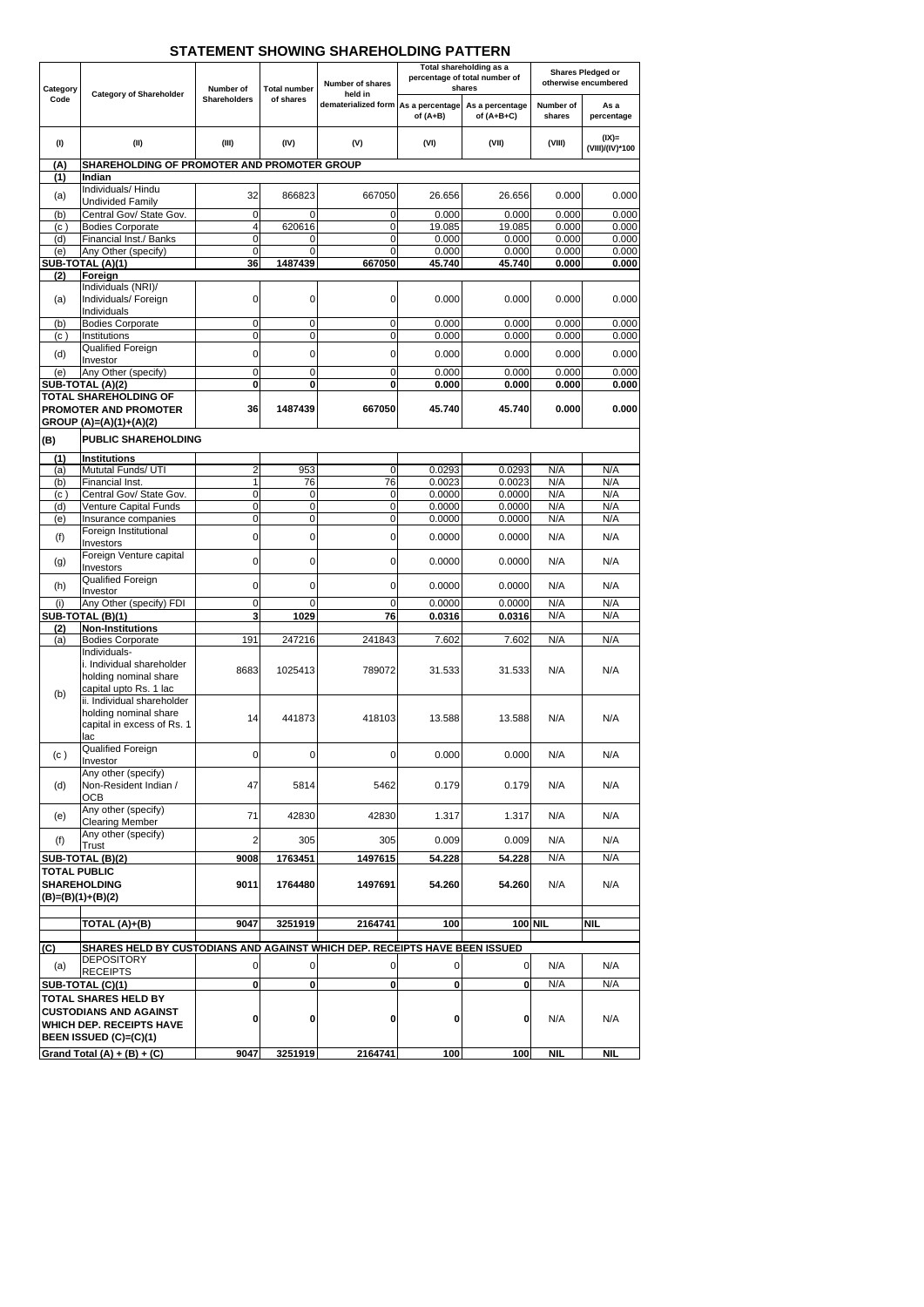# STATEMENT SHOWING SHAREHOLDING PATTERN

| Category Code | Category of Shareholder | Number of Shareholders | Total number of shares | Number of shares held in dematerialized form | Total shareholding as a percentage of total number of shares | | Shares Pledged or otherwise encumbered | |
|---|---|---|---|---|---|---|---|---|
| | | | | | As a percentage of (A+B) | As a percentage of (A+B+C) | Number of shares | As a percentage |
| (I) | (II) | (III) | (IV) | (V) | (VI) | (VII) | (VIII) | (IX)= (VIII)/(IV)*100 |
| **(A)** | **SHAREHOLDING OF PROMOTER AND PROMOTER GROUP** | | | | | | | |
| **(1)** | **Indian** | | | | | | | |
| (a) | Individuals/ Hindu Undivided Family | 32 | 866823 | 667050 | 26.656 | 26.656 | 0.000 | 0.000 |
| (b) | Central Gov/ State Gov. | 0 | 0 | 0 | 0.000 | 0.000 | 0.000 | 0.000 |
| (c ) | Bodies Corporate | 4 | 620616 | 0 | 19.085 | 19.085 | 0.000 | 0.000 |
| (d) | Financial Inst./ Banks | 0 | 0 | 0 | 0.000 | 0.000 | 0.000 | 0.000 |
| (e) | Any Other (specify) | 0 | 0 | 0 | 0.000 | 0.000 | 0.000 | 0.000 |
| | **SUB-TOTAL (A)(1)** | **36** | **1487439** | **667050** | **45.740** | **45.740** | **0.000** | **0.000** |
| **(2)** | **Foreign** | | | | | | | |
| (a) | Individuals (NRI)/ Individuals/ Foreign Individuals | 0 | 0 | 0 | 0.000 | 0.000 | 0.000 | 0.000 |
| (b) | Bodies Corporate | 0 | 0 | 0 | 0.000 | 0.000 | 0.000 | 0.000 |
| (c ) | Institutions | 0 | 0 | 0 | 0.000 | 0.000 | 0.000 | 0.000 |
| (d) | Qualified Foreign Investor | 0 | 0 | 0 | 0.000 | 0.000 | 0.000 | 0.000 |
| (e) | Any Other (specify) | 0 | 0 | 0 | 0.000 | 0.000 | 0.000 | 0.000 |
| | **SUB-TOTAL (A)(2)** | **0** | **0** | **0** | **0.000** | **0.000** | **0.000** | **0.000** |
| | **TOTAL SHAREHOLDING OF PROMOTER AND PROMOTER GROUP (A)=(A)(1)+(A)(2)** | **36** | **1487439** | **667050** | **45.740** | **45.740** | **0.000** | **0.000** |
| **(B)** | **PUBLIC SHAREHOLDING** | | | | | | | |
| **(1)** | **Institutions** | | | | | | | |
| (a) | Mututal Funds/ UTI | 2 | 953 | 0 | 0.0293 | 0.0293 | N/A | N/A |
| (b) | Financial Inst. | 1 | 76 | 76 | 0.0023 | 0.0023 | N/A | N/A |
| (c ) | Central Gov/ State Gov. | 0 | 0 | 0 | 0.0000 | 0.0000 | N/A | N/A |
| (d) | Venture Capital Funds | 0 | 0 | 0 | 0.0000 | 0.0000 | N/A | N/A |
| (e) | Insurance companies | 0 | 0 | 0 | 0.0000 | 0.0000 | N/A | N/A |
| (f) | Foreign Institutional Investors | 0 | 0 | 0 | 0.0000 | 0.0000 | N/A | N/A |
| (g) | Foreign Venture capital Investors | 0 | 0 | 0 | 0.0000 | 0.0000 | N/A | N/A |
| (h) | Qualified Foreign Investor | 0 | 0 | 0 | 0.0000 | 0.0000 | N/A | N/A |
| (i) | Any Other (specify) FDI | 0 | 0 | 0 | 0.0000 | 0.0000 | N/A | N/A |
| | **SUB-TOTAL (B)(1)** | **3** | **1029** | **76** | **0.0316** | **0.0316** | N/A | N/A |
| **(2)** | **Non-Institutions** | | | | | | | |
| (a) | Bodies Corporate | 191 | 247216 | 241843 | 7.602 | 7.602 | N/A | N/A |
| (b) | Individuals- i. Individual shareholder holding nominal share capital upto Rs. 1 lac | 8683 | 1025413 | 789072 | 31.533 | 31.533 | N/A | N/A |
| | ii. Individual shareholder holding nominal share capital in excess of Rs. 1 lac | 14 | 441873 | 418103 | 13.588 | 13.588 | N/A | N/A |
| (c ) | Qualified Foreign Investor | 0 | 0 | 0 | 0.000 | 0.000 | N/A | N/A |
| (d) | Any other (specify) Non-Resident Indian / OCB | 47 | 5814 | 5462 | 0.179 | 0.179 | N/A | N/A |
| (e) | Any other (specify) Clearing Member | 71 | 42830 | 42830 | 1.317 | 1.317 | N/A | N/A |
| (f) | Any other (specify) Trust | 2 | 305 | 305 | 0.009 | 0.009 | N/A | N/A |
| | **SUB-TOTAL (B)(2)** | **9008** | **1763451** | **1497615** | **54.228** | **54.228** | N/A | N/A |
| | **TOTAL PUBLIC SHAREHOLDING (B)=(B)(1)+(B)(2)** | **9011** | **1764480** | **1497691** | **54.260** | **54.260** | N/A | N/A |
| | **TOTAL (A)+(B)** | **9047** | **3251919** | **2164741** | **100** | **100** | **NIL** | **NIL** |
| **(C)** | **SHARES HELD BY CUSTODIANS AND AGAINST WHICH DEP. RECEIPTS HAVE BEEN ISSUED** | | | | | | | |
| (a) | DEPOSITORY RECEIPTS | 0 | 0 | 0 | 0 | 0 | N/A | N/A |
| | **SUB-TOTAL (C)(1)** | **0** | **0** | **0** | **0** | **0** | N/A | N/A |
| | **TOTAL SHARES HELD BY CUSTODIANS AND AGAINST WHICH DEP. RECEIPTS HAVE BEEN ISSUED (C)=(C)(1)** | **0** | **0** | **0** | **0** | **0** | N/A | N/A |
| | **Grand Total (A) + (B) + (C)** | **9047** | **3251919** | **2164741** | **100** | **100** | **NIL** | **NIL** |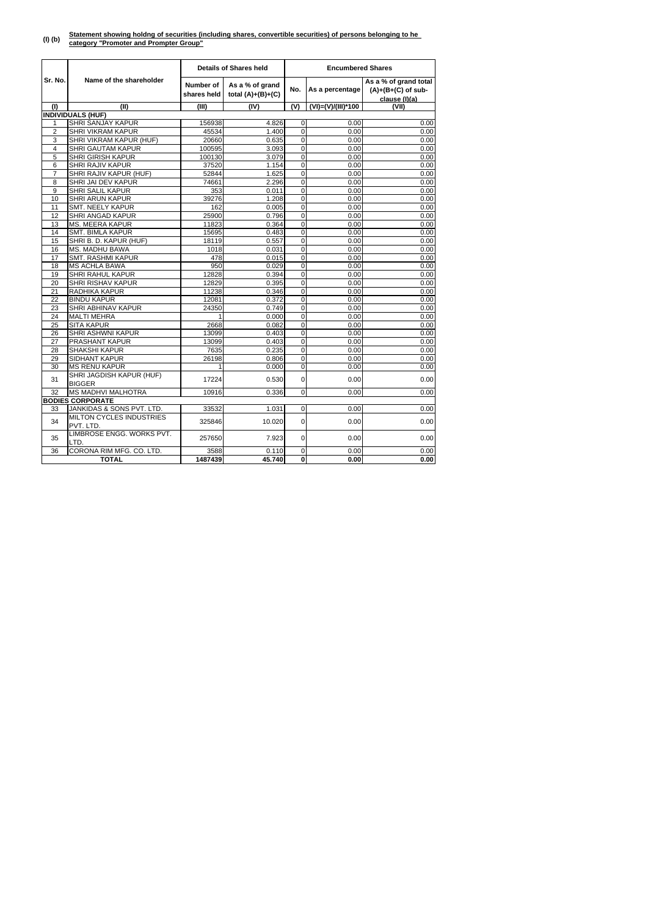**(I) (b)** **Statement showing holdng of securities (including shares, convertible securities) of persons belonging to he category "Promoter and Prompter Group"**

| Sr. No. | Name of the shareholder | Details of Shares held | | Encumbered Shares | | |
|---|---|---|---|---|---|---|
| | | Number of shares held | As a % of grand total (A)+(B)+(C) | No. | As a percentage | As a % of grand total (A)+(B+(C) of sub-clause (I)(a) |
| (I) | (II) | (III) | (IV) | (V) | (VI)=(V)/(III)*100 | (VII) |
| **INDIVIDUALS (HUF)** | | | | | | |
| 1 | SHRI SANJAY KAPUR | 156938 | 4.826 | 0 | 0.00 | 0.00 |
| 2 | SHRI VIKRAM KAPUR | 45534 | 1.400 | 0 | 0.00 | 0.00 |
| 3 | SHRI VIKRAM KAPUR (HUF) | 20660 | 0.635 | 0 | 0.00 | 0.00 |
| 4 | SHRI GAUTAM KAPUR | 100595 | 3.093 | 0 | 0.00 | 0.00 |
| 5 | SHRI GIRISH KAPUR | 100130 | 3.079 | 0 | 0.00 | 0.00 |
| 6 | SHRI RAJIV KAPUR | 37520 | 1.154 | 0 | 0.00 | 0.00 |
| 7 | SHRI RAJIV KAPUR (HUF) | 52844 | 1.625 | 0 | 0.00 | 0.00 |
| 8 | SHRI JAI DEV KAPUR | 74661 | 2.296 | 0 | 0.00 | 0.00 |
| 9 | SHRI SALIL KAPUR | 353 | 0.011 | 0 | 0.00 | 0.00 |
| 10 | SHRI ARUN KAPUR | 39276 | 1.208 | 0 | 0.00 | 0.00 |
| 11 | SMT. NEELY KAPUR | 162 | 0.005 | 0 | 0.00 | 0.00 |
| 12 | SHRI ANGAD KAPUR | 25900 | 0.796 | 0 | 0.00 | 0.00 |
| 13 | MS. MEERA KAPUR | 11823 | 0.364 | 0 | 0.00 | 0.00 |
| 14 | SMT. BIMLA KAPUR | 15695 | 0.483 | 0 | 0.00 | 0.00 |
| 15 | SHRI B. D. KAPUR (HUF) | 18119 | 0.557 | 0 | 0.00 | 0.00 |
| 16 | MS. MADHU BAWA | 1018 | 0.031 | 0 | 0.00 | 0.00 |
| 17 | SMT. RASHMI KAPUR | 478 | 0.015 | 0 | 0.00 | 0.00 |
| 18 | MS ACHLA BAWA | 950 | 0.029 | 0 | 0.00 | 0.00 |
| 19 | SHRI RAHUL KAPUR | 12828 | 0.394 | 0 | 0.00 | 0.00 |
| 20 | SHRI RISHAV KAPUR | 12829 | 0.395 | 0 | 0.00 | 0.00 |
| 21 | RADHIKA KAPUR | 11238 | 0.346 | 0 | 0.00 | 0.00 |
| 22 | BINDU KAPUR | 12081 | 0.372 | 0 | 0.00 | 0.00 |
| 23 | SHRI ABHINAV KAPUR | 24350 | 0.749 | 0 | 0.00 | 0.00 |
| 24 | MALTI MEHRA | 1 | 0.000 | 0 | 0.00 | 0.00 |
| 25 | SITA KAPUR | 2668 | 0.082 | 0 | 0.00 | 0.00 |
| 26 | SHRI ASHWNI KAPUR | 13099 | 0.403 | 0 | 0.00 | 0.00 |
| 27 | PRASHANT KAPUR | 13099 | 0.403 | 0 | 0.00 | 0.00 |
| 28 | SHAKSHI KAPUR | 7635 | 0.235 | 0 | 0.00 | 0.00 |
| 29 | SIDHANT KAPUR | 26198 | 0.806 | 0 | 0.00 | 0.00 |
| 30 | MS RENU KAPUR | 1 | 0.000 | 0 | 0.00 | 0.00 |
| 31 | SHRI JAGDISH KAPUR (HUF) BIGGER | 17224 | 0.530 | 0 | 0.00 | 0.00 |
| 32 | MS MADHVI MALHOTRA | 10916 | 0.336 | 0 | 0.00 | 0.00 |
| **BODIES CORPORATE** | | | | | | |
| 33 | JANKIDAS & SONS PVT. LTD. | 33532 | 1.031 | 0 | 0.00 | 0.00 |
| 34 | MILTON CYCLES INDUSTRIES PVT. LTD. | 325846 | 10.020 | 0 | 0.00 | 0.00 |
| 35 | LIMBROSE ENGG. WORKS PVT. LTD. | 257650 | 7.923 | 0 | 0.00 | 0.00 |
| 36 | CORONA RIM MFG. CO. LTD. | 3588 | 0.110 | 0 | 0.00 | 0.00 |
| **TOTAL** | | **1487439** | **45.740** | **0** | **0.00** | **0.00** |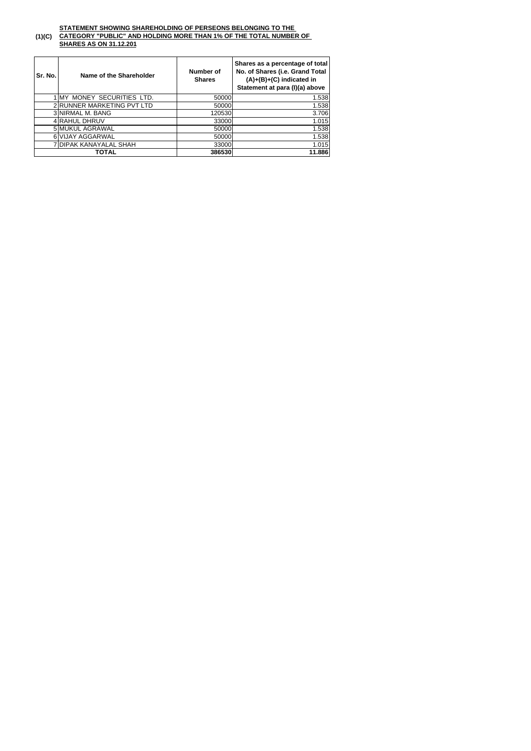**(1)(C)** **STATEMENT SHOWING SHAREHOLDING OF PERSEONS BELONGING TO THE CATEGORY "PUBLIC" AND HOLDING MORE THAN 1% OF THE TOTAL NUMBER OF SHARES AS ON 31.12.201**

| Sr. No. | Name of the Shareholder | Number of Shares | Shares as a percentage of total No. of Shares (i.e. Grand Total (A)+(B)+(C) indicated in Statement at para (I)(a) above |
|---|---|---|---|
| 1 | MY MONEY SECURITIES LTD. | 50000 | 1.538 |
| 2 | RUNNER MARKETING PVT LTD | 50000 | 1.538 |
| 3 | NIRMAL M. BANG | 120530 | 3.706 |
| 4 | RAHUL DHRUV | 33000 | 1.015 |
| 5 | MUKUL AGRAWAL | 50000 | 1.538 |
| 6 | VIJAY AGGARWAL | 50000 | 1.538 |
| 7 | DIPAK KANAYALAL SHAH | 33000 | 1.015 |
| | **TOTAL** | **386530** | **11.886** |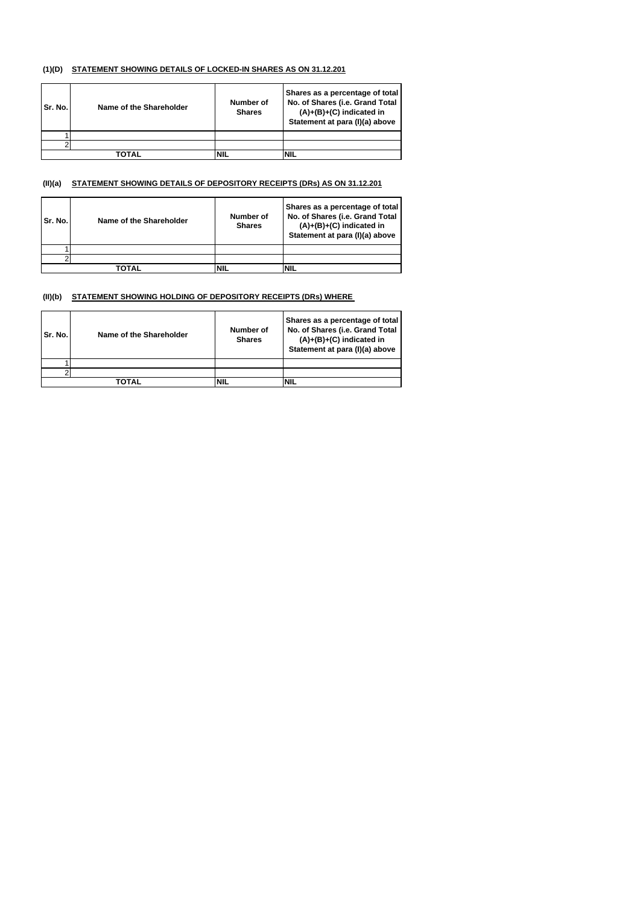**(1)(D) STATEMENT SHOWING DETAILS OF LOCKED-IN SHARES AS ON 31.12.201**

| Sr. No. | Name of the Shareholder | Number of Shares | Shares as a percentage of total No. of Shares (i.e. Grand Total (A)+(B)+(C) indicated in Statement at para (I)(a) above |
|---|---|---|---|
| 1 | | | |
| 2 | | | |
| TOTAL | | NIL | NIL |

**(II)(a) STATEMENT SHOWING DETAILS OF DEPOSITORY RECEIPTS (DRs) AS ON 31.12.201**

| Sr. No. | Name of the Shareholder | Number of Shares | Shares as a percentage of total No. of Shares (i.e. Grand Total (A)+(B)+(C) indicated in Statement at para (I)(a) above |
|---|---|---|---|
| 1 | | | |
| 2 | | | |
| TOTAL | | NIL | NIL |

**(II)(b) STATEMENT SHOWING HOLDING OF DEPOSITORY RECEIPTS (DRs) WHERE**

| Sr. No. | Name of the Shareholder | Number of Shares | Shares as a percentage of total No. of Shares (i.e. Grand Total (A)+(B)+(C) indicated in Statement at para (I)(a) above |
|---|---|---|---|
| 1 | | | |
| 2 | | | |
| TOTAL | | NIL | NIL |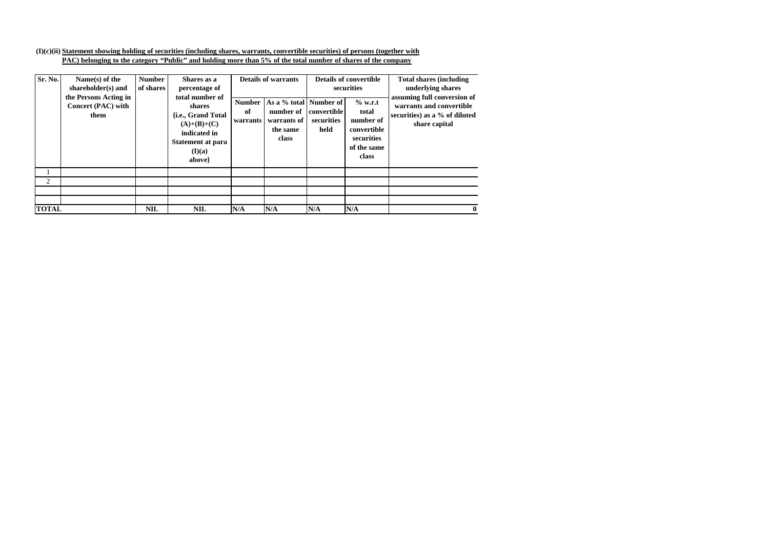**(I)(c)(ii) Statement showing holding of securities (including shares, warrants, convertible securities) of persons (together with PAC) belonging to the category "Public" and holding more than 5% of the total number of shares of the company**

| Sr. No. | Name(s) of the shareholder(s) and the Persons Acting in Concert (PAC) with them | Number of shares | Shares as a percentage of total number of shares {i.e., Grand Total (A)+(B)+(C) indicated in Statement at para (I)(a) above} | Details of warrants | | Details of convertible securities | | Total shares (including underlying shares assuming full conversion of warrants and convertible securities) as a % of diluted share capital |
|---|---|---|---|---|---|---|---|---|
| | | | | Number of warrants | As a % total number of warrants of the same class | Number of convertible securities held | % w.r.t total number of convertible securities of the same class | |
| 1 | | | | | | | | |
| 2 | | | | | | | | |
| | | | | | | | | |
| | | | | | | | | |
| TOTAL | | NIL | NIL | N/A | N/A | N/A | N/A | 0 |